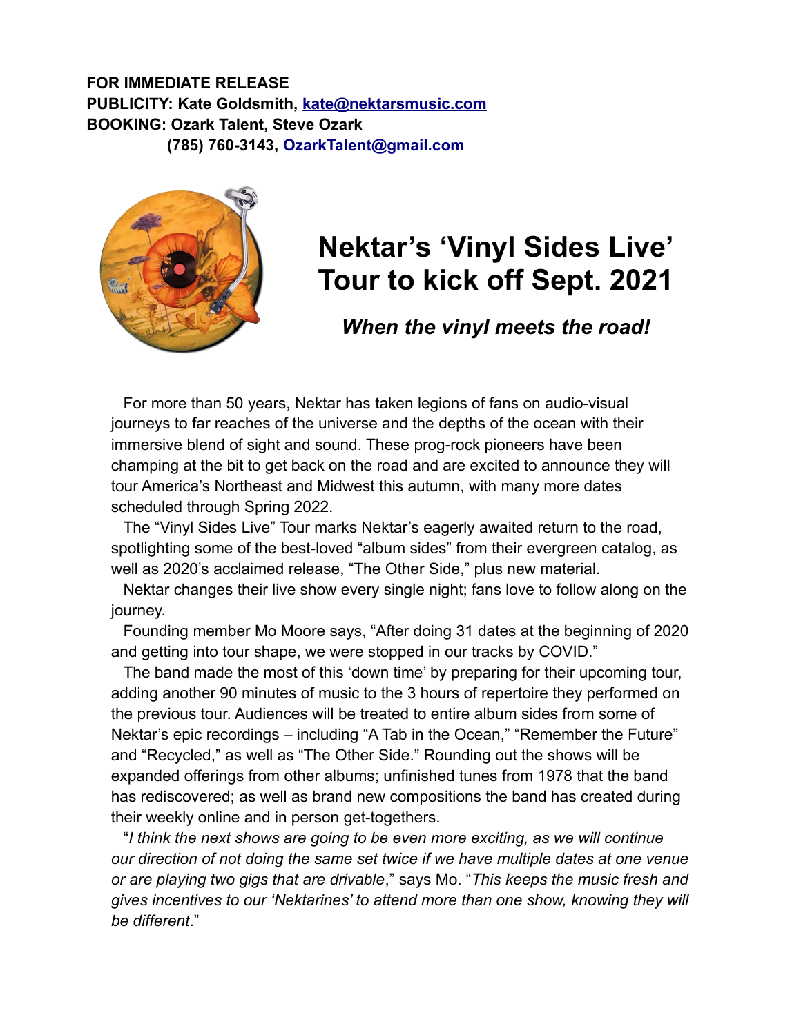**FOR IMMEDIATE RELEASE**
**PUBLICITY: Kate Goldsmith, [kate@nektarsmusic.com](mailto:kate@nektarsmusic.com)**
**BOOKING: Ozark Talent, Steve Ozark**
**(785) 760-3143, [OzarkTalent@gmail.com](mailto:OzarkTalent@gmail.com)**

# Nektar's 'Vinyl Sides Live' Tour to kick off Sept. 2021

### *When the vinyl meets the road!*

For more than 50 years, Nektar has taken legions of fans on audio-visual journeys to far reaches of the universe and the depths of the ocean with their immersive blend of sight and sound. These prog-rock pioneers have been champing at the bit to get back on the road and are excited to announce they will tour America's Northeast and Midwest this autumn, with many more dates scheduled through Spring 2022.

The "Vinyl Sides Live" Tour marks Nektar's eagerly awaited return to the road, spotlighting some of the best-loved "album sides" from their evergreen catalog, as well as 2020's acclaimed release, "The Other Side," plus new material.

Nektar changes their live show every single night; fans love to follow along on the journey.

Founding member Mo Moore says, "After doing 31 dates at the beginning of 2020 and getting into tour shape, we were stopped in our tracks by COVID."

The band made the most of this 'down time' by preparing for their upcoming tour, adding another 90 minutes of music to the 3 hours of repertoire they performed on the previous tour. Audiences will be treated to entire album sides from some of Nektar's epic recordings – including "A Tab in the Ocean," "Remember the Future" and "Recycled," as well as "The Other Side." Rounding out the shows will be expanded offerings from other albums; unfinished tunes from 1978 that the band has rediscovered; as well as brand new compositions the band has created during their weekly online and in person get-togethers.

"*I think the next shows are going to be even more exciting, as we will continue our direction of not doing the same set twice if we have multiple dates at one venue or are playing two gigs that are drivable*," says Mo. "*This keeps the music fresh and gives incentives to our 'Nektarines' to attend more than one show, knowing they will be different*."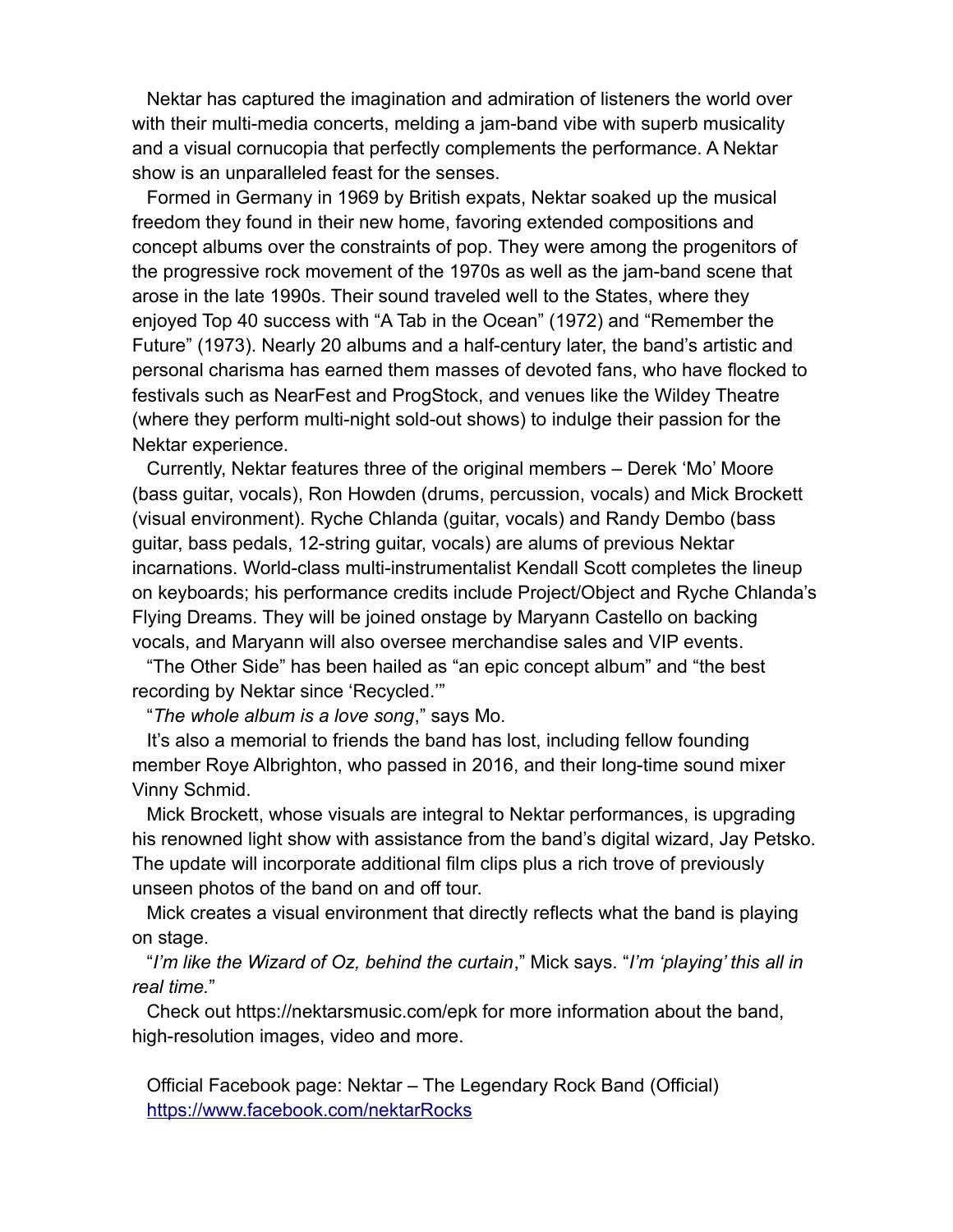Nektar has captured the imagination and admiration of listeners the world over with their multi-media concerts, melding a jam-band vibe with superb musicality and a visual cornucopia that perfectly complements the performance. A Nektar show is an unparalleled feast for the senses.

Formed in Germany in 1969 by British expats, Nektar soaked up the musical freedom they found in their new home, favoring extended compositions and concept albums over the constraints of pop. They were among the progenitors of the progressive rock movement of the 1970s as well as the jam-band scene that arose in the late 1990s. Their sound traveled well to the States, where they enjoyed Top 40 success with "A Tab in the Ocean" (1972) and "Remember the Future" (1973). Nearly 20 albums and a half-century later, the band's artistic and personal charisma has earned them masses of devoted fans, who have flocked to festivals such as NearFest and ProgStock, and venues like the Wildey Theatre (where they perform multi-night sold-out shows) to indulge their passion for the Nektar experience.

Currently, Nektar features three of the original members – Derek 'Mo' Moore (bass guitar, vocals), Ron Howden (drums, percussion, vocals) and Mick Brockett (visual environment). Ryche Chlanda (guitar, vocals) and Randy Dembo (bass guitar, bass pedals, 12-string guitar, vocals) are alums of previous Nektar incarnations. World-class multi-instrumentalist Kendall Scott completes the lineup on keyboards; his performance credits include Project/Object and Ryche Chlanda's Flying Dreams. They will be joined onstage by Maryann Castello on backing vocals, and Maryann will also oversee merchandise sales and VIP events.

"The Other Side" has been hailed as "an epic concept album" and "the best recording by Nektar since 'Recycled.'"

"*The whole album is a love song*," says Mo.

It's also a memorial to friends the band has lost, including fellow founding member Roye Albrighton, who passed in 2016, and their long-time sound mixer Vinny Schmid.

Mick Brockett, whose visuals are integral to Nektar performances, is upgrading his renowned light show with assistance from the band's digital wizard, Jay Petsko. The update will incorporate additional film clips plus a rich trove of previously unseen photos of the band on and off tour.

Mick creates a visual environment that directly reflects what the band is playing on stage.

"*I'm like the Wizard of Oz, behind the curtain*," Mick says. "*I'm 'playing' this all in real time.*"

Check out https://nektarsmusic.com/epk for more information about the band, high-resolution images, video and more.

Official Facebook page: Nektar – The Legendary Rock Band (Official)
https://www.facebook.com/nektarRocks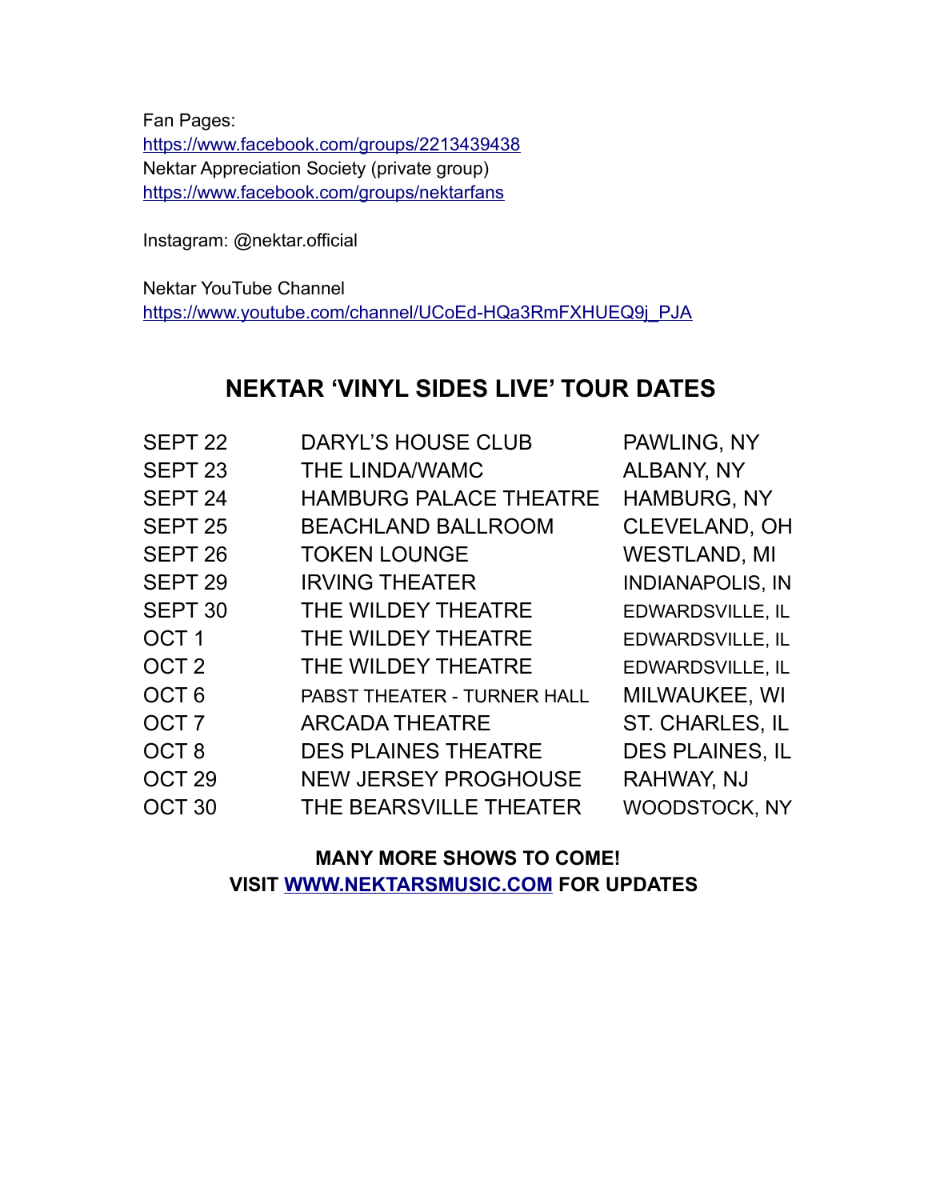Fan Pages:
https://www.facebook.com/groups/2213439438
Nektar Appreciation Society (private group)
https://www.facebook.com/groups/nektarfans

Instagram: @nektar.official

Nektar YouTube Channel
https://www.youtube.com/channel/UCoEd-HQa3RmFXHUEQ9j_PJA

## NEKTAR 'VINYL SIDES LIVE' TOUR DATES

| | | |
|---|---|---|
| SEPT 22 | DARYL'S HOUSE CLUB | PAWLING, NY |
| SEPT 23 | THE LINDA/WAMC | ALBANY, NY |
| SEPT 24 | HAMBURG PALACE THEATRE | HAMBURG, NY |
| SEPT 25 | BEACHLAND BALLROOM | CLEVELAND, OH |
| SEPT 26 | TOKEN LOUNGE | WESTLAND, MI |
| SEPT 29 | IRVING THEATER | INDIANAPOLIS, IN |
| SEPT 30 | THE WILDEY THEATRE | EDWARDSVILLE, IL |
| OCT 1 | THE WILDEY THEATRE | EDWARDSVILLE, IL |
| OCT 2 | THE WILDEY THEATRE | EDWARDSVILLE, IL |
| OCT 6 | PABST THEATER - TURNER HALL | MILWAUKEE, WI |
| OCT 7 | ARCADA THEATRE | ST. CHARLES, IL |
| OCT 8 | DES PLAINES THEATRE | DES PLAINES, IL |
| OCT 29 | NEW JERSEY PROGHOUSE | RAHWAY, NJ |
| OCT 30 | THE BEARSVILLE THEATER | WOODSTOCK, NY |

**MANY MORE SHOWS TO COME!**
**VISIT WWW.NEKTARSMUSIC.COM FOR UPDATES**